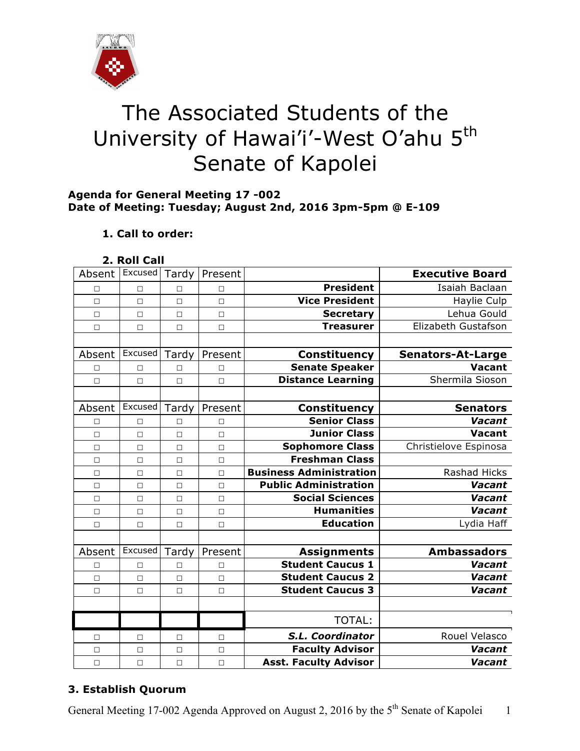# The Associated Students of the University of Hawai'i'-West O'ahu 5th Senate of Kapolei

**Agenda for General Meeting 17 -002**
**Date of Meeting: Tuesday; August 2nd, 2016 3pm-5pm @ E-109**

**1. Call to order:**

**2. Roll Call**

| Absent | Excused | Tardy | Present | | Executive Board |
|---|---|---|---|---|---|
| □ | □ | □ | □ | **President** | Isaiah Baclaan |
| □ | □ | □ | □ | **Vice President** | Haylie Culp |
| □ | □ | □ | □ | **Secretary** | Lehua Gould |
| □ | □ | □ | □ | **Treasurer** | Elizabeth Gustafson |
| | | | | | |
| Absent | Excused | Tardy | Present | **Constituency** | **Senators-At-Large** |
| □ | □ | □ | □ | **Senate Speaker** | **Vacant** |
| □ | □ | □ | □ | **Distance Learning** | Shermila Sioson |
| | | | | | |
| Absent | Excused | Tardy | Present | **Constituency** | **Senators** |
| □ | □ | □ | □ | **Senior Class** | ***Vacant*** |
| □ | □ | □ | □ | **Junior Class** | **Vacant** |
| □ | □ | □ | □ | **Sophomore Class** | Christielove Espinosa |
| □ | □ | □ | □ | **Freshman Class** | |
| □ | □ | □ | □ | **Business Administration** | Rashad Hicks |
| □ | □ | □ | □ | **Public Administration** | ***Vacant*** |
| □ | □ | □ | □ | **Social Sciences** | ***Vacant*** |
| □ | □ | □ | □ | **Humanities** | ***Vacant*** |
| □ | □ | □ | □ | **Education** | Lydia Haff |
| | | | | | |
| Absent | Excused | Tardy | Present | **Assignments** | **Ambassadors** |
| □ | □ | □ | □ | **Student Caucus 1** | ***Vacant*** |
| □ | □ | □ | □ | **Student Caucus 2** | ***Vacant*** |
| □ | □ | □ | □ | **Student Caucus 3** | ***Vacant*** |
| | | | | | |
| | | | | TOTAL: | |
| □ | □ | □ | □ | ***S.L. Coordinator*** | Rouel Velasco |
| □ | □ | □ | □ | **Faculty Advisor** | ***Vacant*** |
| □ | □ | □ | □ | **Asst. Faculty Advisor** | ***Vacant*** |

**3. Establish Quorum**

General Meeting 17-002 Agenda Approved on August 2, 2016 by the 5th Senate of Kapolei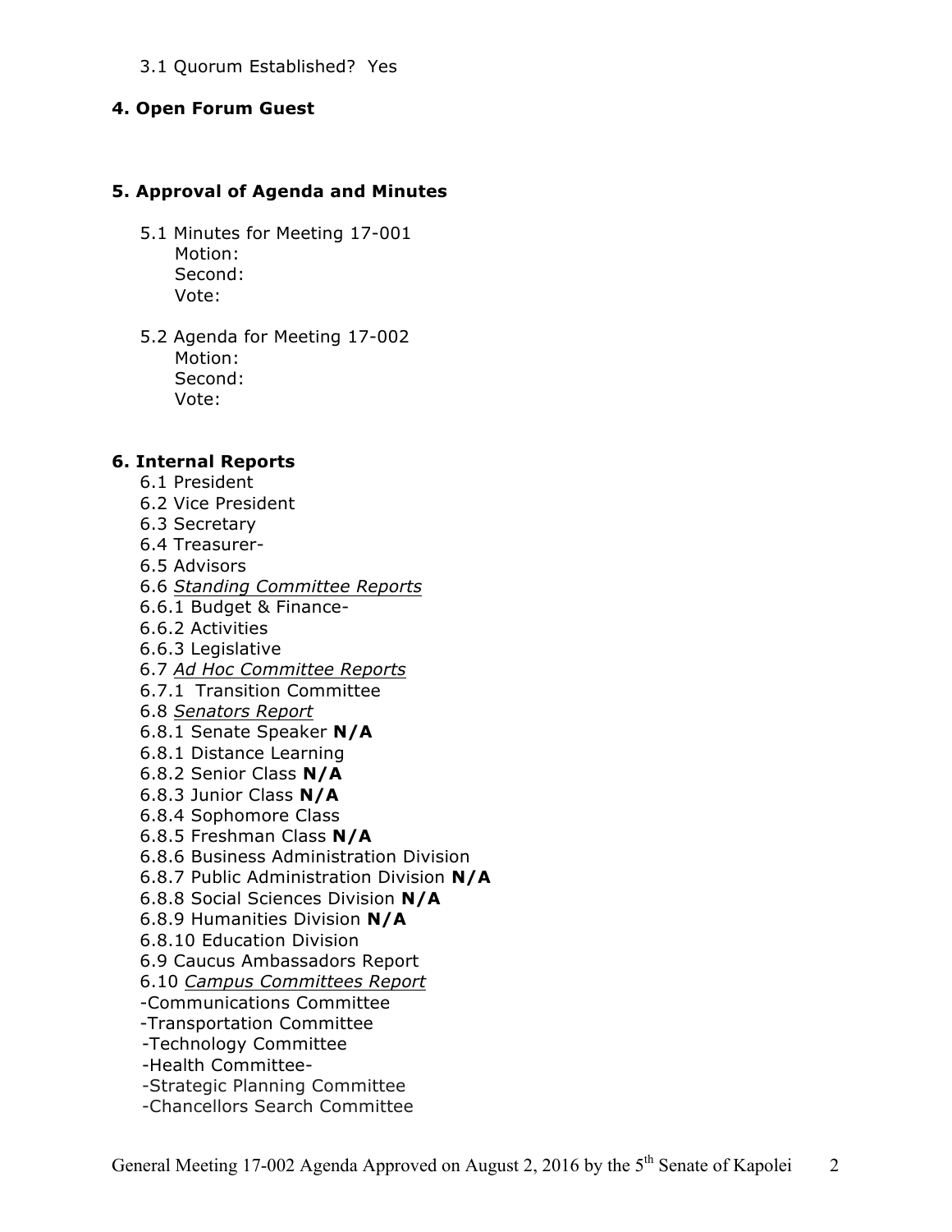3.1 Quorum Established? Yes

**4. Open Forum Guest**

**5. Approval of Agenda and Minutes**

5.1 Minutes for Meeting 17-001
Motion:
Second:
Vote:

5.2 Agenda for Meeting 17-002
Motion:
Second:
Vote:

**6. Internal Reports**

6.1 President
6.2 Vice President
6.3 Secretary
6.4 Treasurer-
6.5 Advisors
6.6 *Standing Committee Reports*
6.6.1 Budget & Finance-
6.6.2 Activities
6.6.3 Legislative
6.7 *Ad Hoc Committee Reports*
6.7.1 Transition Committee
6.8 *Senators Report*
6.8.1 Senate Speaker **N/A**
6.8.1 Distance Learning
6.8.2 Senior Class **N/A**
6.8.3 Junior Class **N/A**
6.8.4 Sophomore Class
6.8.5 Freshman Class **N/A**
6.8.6 Business Administration Division
6.8.7 Public Administration Division **N/A**
6.8.8 Social Sciences Division **N/A**
6.8.9 Humanities Division **N/A**
6.8.10 Education Division
6.9 Caucus Ambassadors Report
6.10 *Campus Committees Report*
-Communications Committee
-Transportation Committee
-Technology Committee
-Health Committee-
-Strategic Planning Committee
-Chancellors Search Committee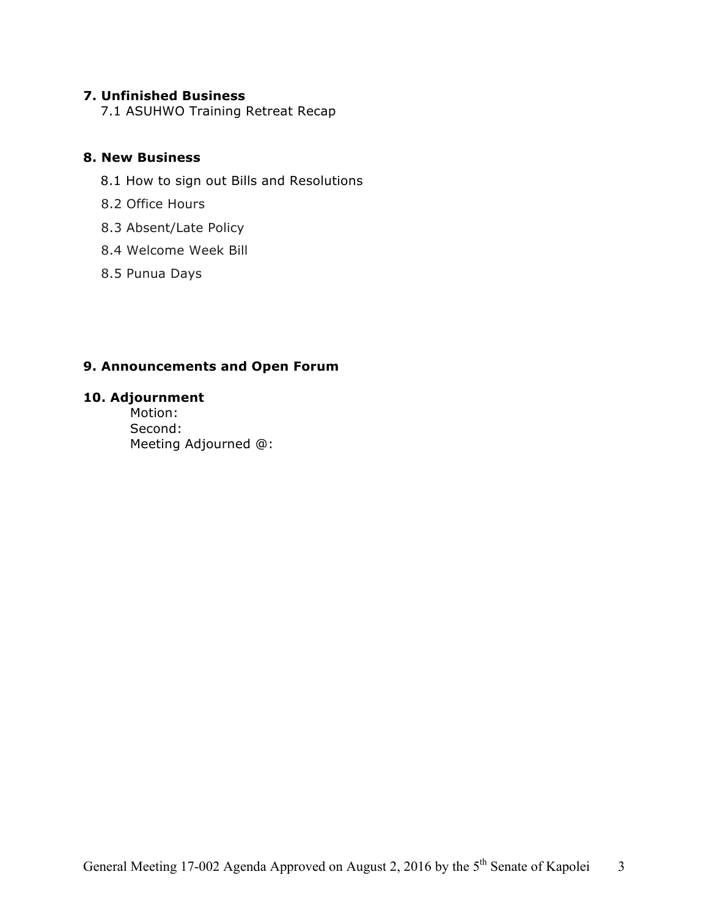**7. Unfinished Business**

7.1 ASUHWO Training Retreat Recap

**8. New Business**

8.1 How to sign out Bills and Resolutions

8.2 Office Hours

8.3 Absent/Late Policy

8.4 Welcome Week Bill

8.5 Punua Days

**9. Announcements and Open Forum**

**10. Adjournment**

Motion:

Second:

Meeting Adjourned @: